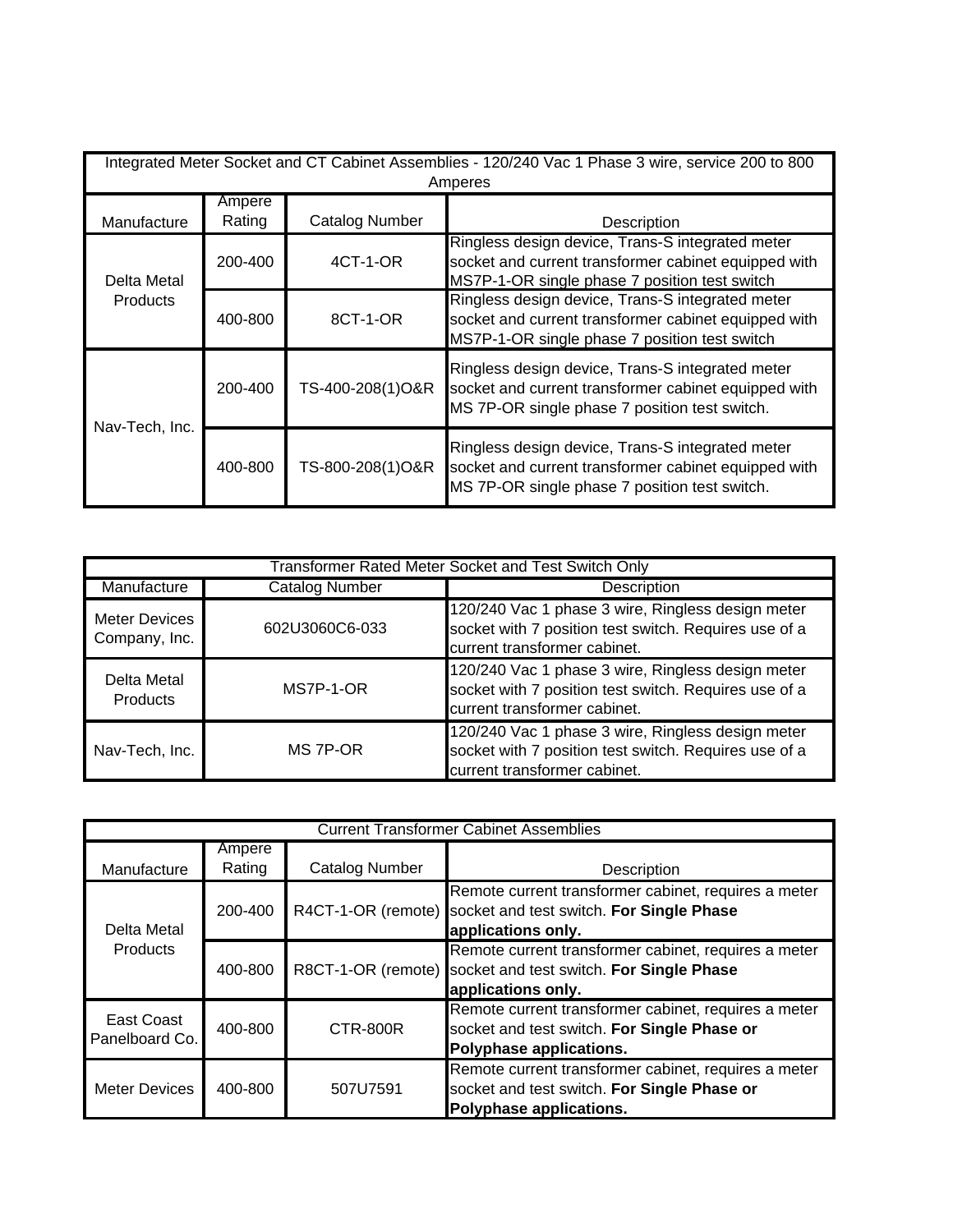| Integrated Meter Socket and CT Cabinet Assemblies - 120/240 Vac 1 Phase 3 wire, service 200 to 800 Amperes | | | |
|---|---|---|---|
| Manufacture | Ampere Rating | Catalog Number | Description |
| Delta Metal Products | 200-400 | 4CT-1-OR | Ringless design device, Trans-S integrated meter socket and current transformer cabinet equipped with MS7P-1-OR single phase 7 position test switch |
| | 400-800 | 8CT-1-OR | Ringless design device, Trans-S integrated meter socket and current transformer cabinet equipped with MS7P-1-OR single phase 7 position test switch |
| Nav-Tech, Inc. | 200-400 | TS-400-208(1)O&R | Ringless design device, Trans-S integrated meter socket and current transformer cabinet equipped with MS 7P-OR single phase 7 position test switch. |
| | 400-800 | TS-800-208(1)O&R | Ringless design device, Trans-S integrated meter socket and current transformer cabinet equipped with MS 7P-OR single phase 7 position test switch. |

| Transformer Rated Meter Socket and Test Switch Only | | |
|---|---|---|
| Manufacture | Catalog Number | Description |
| Meter Devices Company, Inc. | 602U3060C6-033 | 120/240 Vac 1 phase 3 wire, Ringless design meter socket with 7 position test switch. Requires use of a current transformer cabinet. |
| Delta Metal Products | MS7P-1-OR | 120/240 Vac 1 phase 3 wire, Ringless design meter socket with 7 position test switch. Requires use of a current transformer cabinet. |
| Nav-Tech, Inc. | MS 7P-OR | 120/240 Vac 1 phase 3 wire, Ringless design meter socket with 7 position test switch. Requires use of a current transformer cabinet. |

| Current Transformer Cabinet Assemblies | | | |
|---|---|---|---|
| Manufacture | Ampere Rating | Catalog Number | Description |
| Delta Metal Products | 200-400 | R4CT-1-OR (remote) | Remote current transformer cabinet, requires a meter socket and test switch. **For Single Phase applications only.** |
| | 400-800 | R8CT-1-OR (remote) | Remote current transformer cabinet, requires a meter socket and test switch. **For Single Phase applications only.** |
| East Coast Panelboard Co. | 400-800 | CTR-800R | Remote current transformer cabinet, requires a meter socket and test switch. **For Single Phase or Polyphase applications.** |
| Meter Devices | 400-800 | 507U7591 | Remote current transformer cabinet, requires a meter socket and test switch. **For Single Phase or Polyphase applications.** |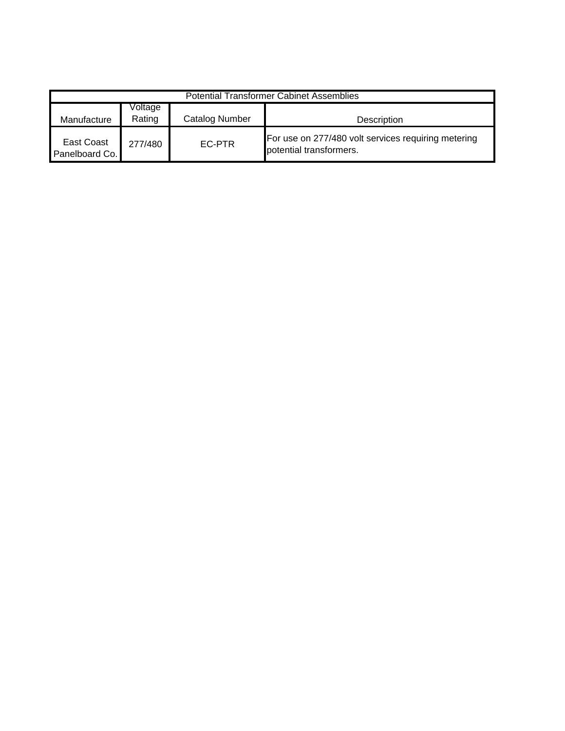| Potential Transformer Cabinet Assemblies | | | |
|---|---|---|---|
| Manufacture | Voltage Rating | Catalog Number | Description |
| East Coast Panelboard Co. | 277/480 | EC-PTR | For use on 277/480 volt services requiring metering potential transformers. |